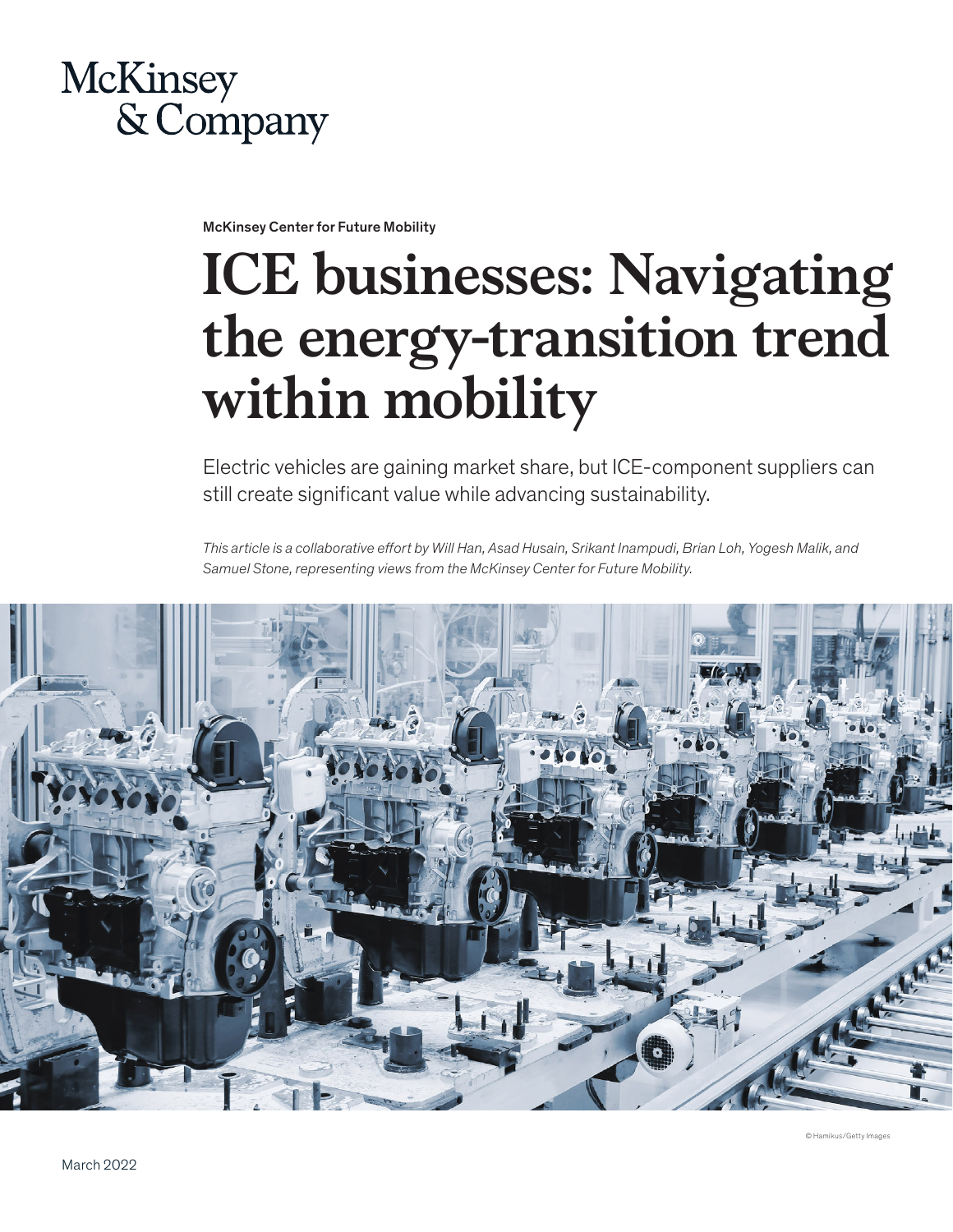McKinsey & Company

McKinsey Center for Future Mobility

# ICE businesses: Navigating the energy-transition trend within mobility

Electric vehicles are gaining market share, but ICE-component suppliers can still create significant value while advancing sustainability.

*This article is a collaborative effort by Will Han, Asad Husain, Srikant Inampudi, Brian Loh, Yogesh Malik, and Samuel Stone, representing views from the McKinsey Center for Future Mobility.*

© Hamikus/Getty Images

March 2022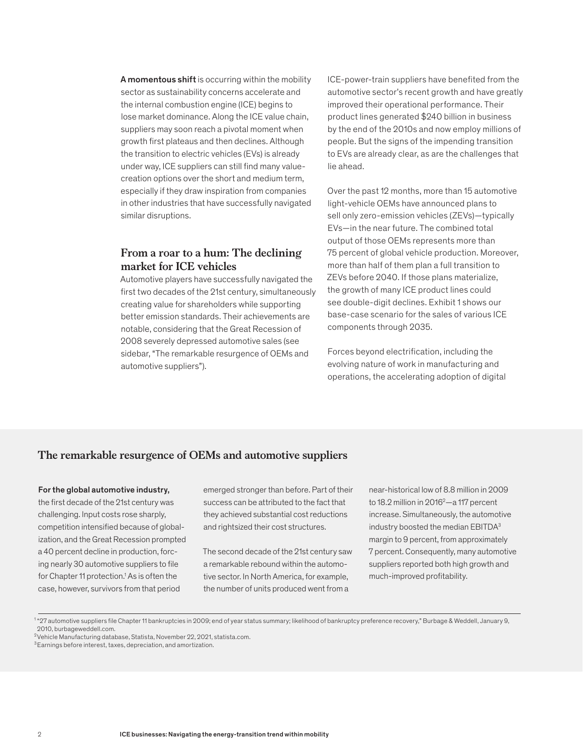**A momentous shift** is occurring within the mobility sector as sustainability concerns accelerate and the internal combustion engine (ICE) begins to lose market dominance. Along the ICE value chain, suppliers may soon reach a pivotal moment when growth first plateaus and then declines. Although the transition to electric vehicles (EVs) is already under way, ICE suppliers can still find many value-creation options over the short and medium term, especially if they draw inspiration from companies in other industries that have successfully navigated similar disruptions.

## From a roar to a hum: The declining market for ICE vehicles

Automotive players have successfully navigated the first two decades of the 21st century, simultaneously creating value for shareholders while supporting better emission standards. Their achievements are notable, considering that the Great Recession of 2008 severely depressed automotive sales (see sidebar, "The remarkable resurgence of OEMs and automotive suppliers").

ICE-power-train suppliers have benefited from the automotive sector's recent growth and have greatly improved their operational performance. Their product lines generated $240 billion in business by the end of the 2010s and now employ millions of people. But the signs of the impending transition to EVs are already clear, as are the challenges that lie ahead.

Over the past 12 months, more than 15 automotive light-vehicle OEMs have announced plans to sell only zero-emission vehicles (ZEVs)—typically EVs—in the near future. The combined total output of those OEMs represents more than 75 percent of global vehicle production. Moreover, more than half of them plan a full transition to ZEVs before 2040. If those plans materialize, the growth of many ICE product lines could see double-digit declines. Exhibit 1 shows our base-case scenario for the sales of various ICE components through 2035.

Forces beyond electrification, including the evolving nature of work in manufacturing and operations, the accelerating adoption of digital

### The remarkable resurgence of OEMs and automotive suppliers

**For the global automotive industry,** the first decade of the 21st century was challenging. Input costs rose sharply, competition intensified because of globalization, and the Great Recession prompted a 40 percent decline in production, forcing nearly 30 automotive suppliers to file for Chapter 11 protection.[1] As is often the case, however, survivors from that period emerged stronger than before. Part of their success can be attributed to the fact that they achieved substantial cost reductions and rightsized their cost structures.

The second decade of the 21st century saw a remarkable rebound within the automotive sector. In North America, for example, the number of units produced went from a near-historical low of 8.8 million in 2009 to 18.2 million in 2016[2]—a 117 percent increase. Simultaneously, the automotive industry boosted the median EBITDA[3] margin to 9 percent, from approximately 7 percent. Consequently, many automotive suppliers reported both high growth and much-improved profitability.

[1] "27 automotive suppliers file Chapter 11 bankruptcies in 2009; end of year status summary; likelihood of bankruptcy preference recovery," Burbage & Weddell, January 9, 2010, burbageweddell.com.

[2] Vehicle Manufacturing database, Statista, November 22, 2021, statista.com.

[3] Earnings before interest, taxes, depreciation, and amortization.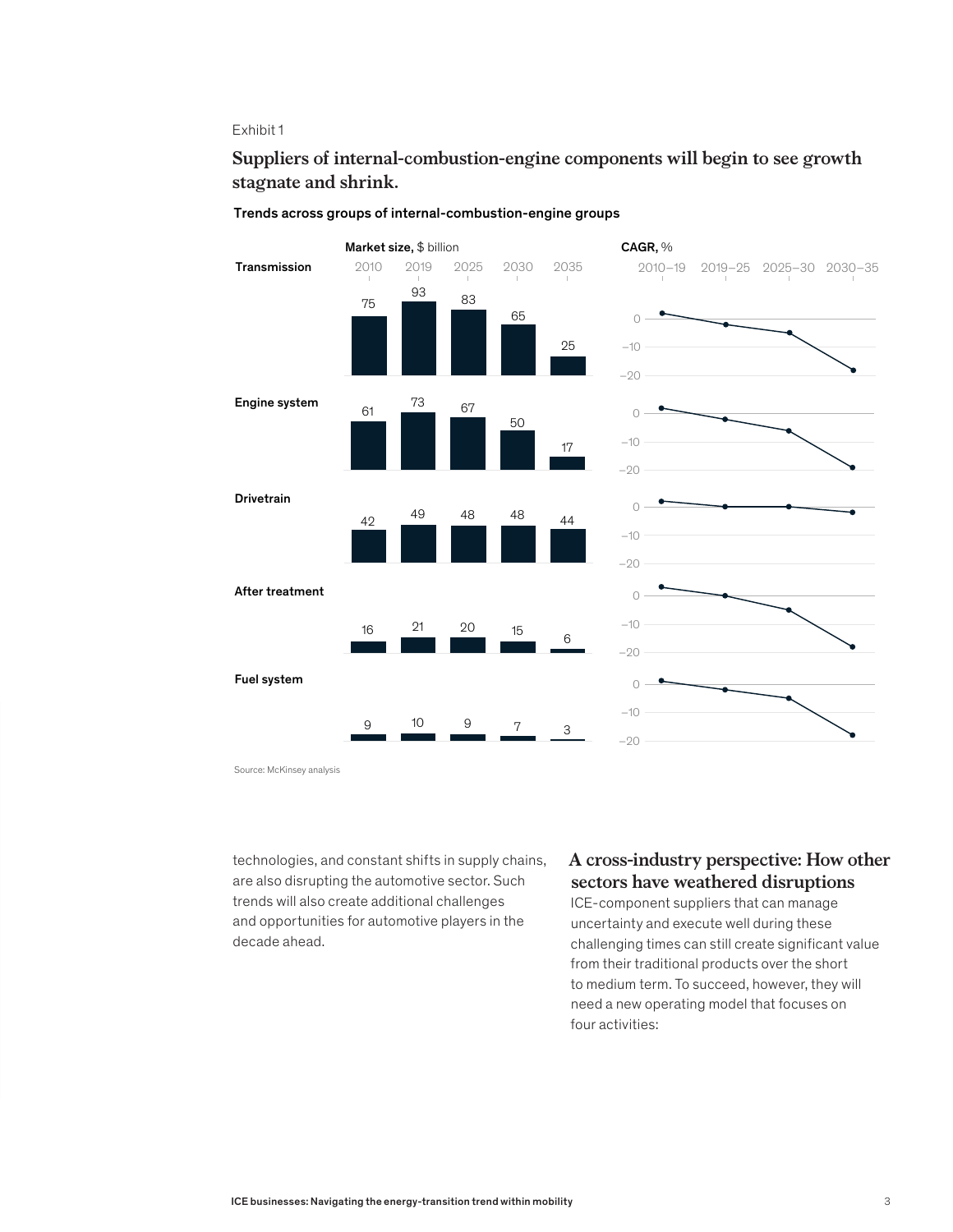Exhibit 1

**Suppliers of internal-combustion-engine components will begin to see growth stagnate and shrink.**

Trends across groups of internal-combustion-engine groups

Market size, $ billion

| | 2010 | 2019 | 2025 | 2030 | 2035 |
|---|---|---|---|---|---|
| Transmission | 75 | 93 | 83 | 65 | 25 |
| Engine system | 61 | 73 | 67 | 50 | 17 |
| Drivetrain | 42 | 49 | 48 | 48 | 44 |
| After treatment | 16 | 21 | 20 | 15 | 6 |
| Fuel system | 9 | 10 | 9 | 7 | 3 |

CAGR, %

(Charts for each group over 2010–19, 2019–25, 2025–30, 2030–35; axis 0, –10, –20)

Source: McKinsey analysis

technologies, and constant shifts in supply chains, are also disrupting the automotive sector. Such trends will also create additional challenges and opportunities for automotive players in the decade ahead.

## A cross-industry perspective: How other sectors have weathered disruptions

ICE-component suppliers that can manage uncertainty and execute well during these challenging times can still create significant value from their traditional products over the short to medium term. To succeed, however, they will need a new operating model that focuses on four activities: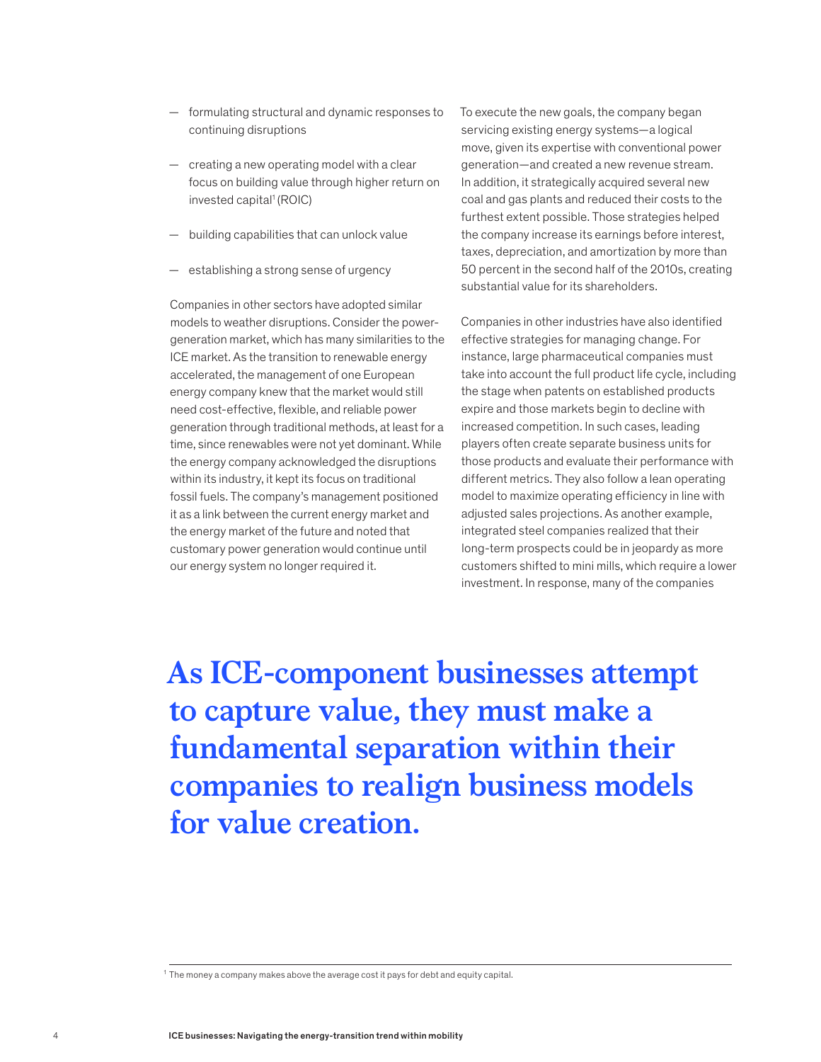- formulating structural and dynamic responses to continuing disruptions
- creating a new operating model with a clear focus on building value through higher return on invested capital[1] (ROIC)
- building capabilities that can unlock value
- establishing a strong sense of urgency

Companies in other sectors have adopted similar models to weather disruptions. Consider the power-generation market, which has many similarities to the ICE market. As the transition to renewable energy accelerated, the management of one European energy company knew that the market would still need cost-effective, flexible, and reliable power generation through traditional methods, at least for a time, since renewables were not yet dominant. While the energy company acknowledged the disruptions within its industry, it kept its focus on traditional fossil fuels. The company's management positioned it as a link between the current energy market and the energy market of the future and noted that customary power generation would continue until our energy system no longer required it.

To execute the new goals, the company began servicing existing energy systems—a logical move, given its expertise with conventional power generation—and created a new revenue stream. In addition, it strategically acquired several new coal and gas plants and reduced their costs to the furthest extent possible. Those strategies helped the company increase its earnings before interest, taxes, depreciation, and amortization by more than 50 percent in the second half of the 2010s, creating substantial value for its shareholders.

Companies in other industries have also identified effective strategies for managing change. For instance, large pharmaceutical companies must take into account the full product life cycle, including the stage when patents on established products expire and those markets begin to decline with increased competition. In such cases, leading players often create separate business units for those products and evaluate their performance with different metrics. They also follow a lean operating model to maximize operating efficiency in line with adjusted sales projections. As another example, integrated steel companies realized that their long-term prospects could be in jeopardy as more customers shifted to mini mills, which require a lower investment. In response, many of the companies

**As ICE-component businesses attempt to capture value, they must make a fundamental separation within their companies to realign business models for value creation.**

[1] The money a company makes above the average cost it pays for debt and equity capital.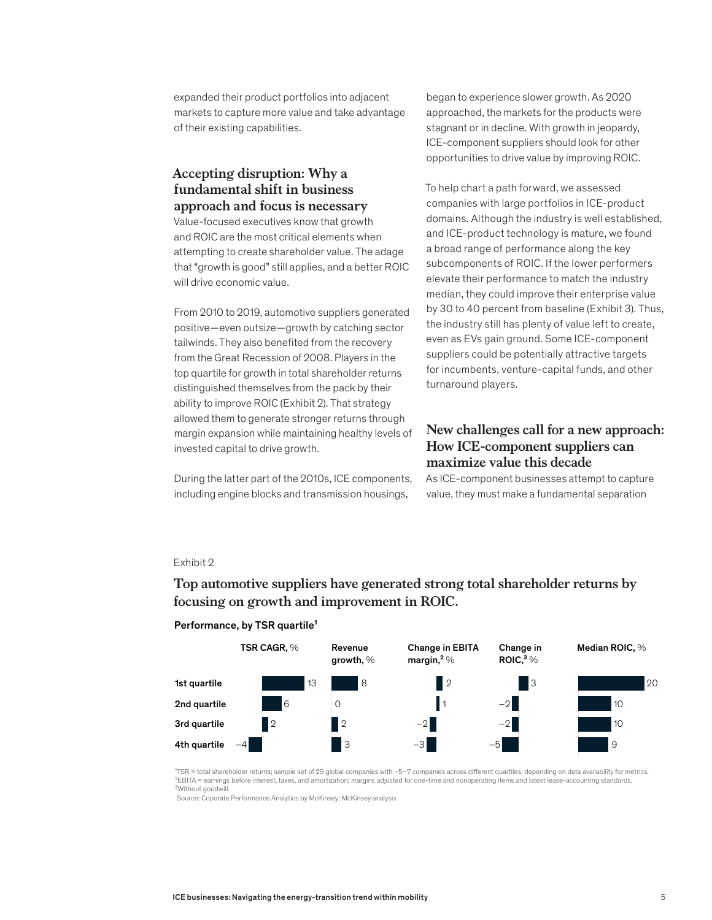expanded their product portfolios into adjacent markets to capture more value and take advantage of their existing capabilities.

## Accepting disruption: Why a fundamental shift in business approach and focus is necessary

Value-focused executives know that growth and ROIC are the most critical elements when attempting to create shareholder value. The adage that "growth is good" still applies, and a better ROIC will drive economic value.

From 2010 to 2019, automotive suppliers generated positive—even outsize—growth by catching sector tailwinds. They also benefited from the recovery from the Great Recession of 2008. Players in the top quartile for growth in total shareholder returns distinguished themselves from the pack by their ability to improve ROIC (Exhibit 2). That strategy allowed them to generate stronger returns through margin expansion while maintaining healthy levels of invested capital to drive growth.

During the latter part of the 2010s, ICE components, including engine blocks and transmission housings, began to experience slower growth. As 2020 approached, the markets for the products were stagnant or in decline. With growth in jeopardy, ICE-component suppliers should look for other opportunities to drive value by improving ROIC.

To help chart a path forward, we assessed companies with large portfolios in ICE-product domains. Although the industry is well established, and ICE-product technology is mature, we found a broad range of performance along the key subcomponents of ROIC. If the lower performers elevate their performance to match the industry median, they could improve their enterprise value by 30 to 40 percent from baseline (Exhibit 3). Thus, the industry still has plenty of value left to create, even as EVs gain ground. Some ICE-component suppliers could be potentially attractive targets for incumbents, venture-capital funds, and other turnaround players.

## New challenges call for a new approach: How ICE-component suppliers can maximize value this decade

As ICE-component businesses attempt to capture value, they must make a fundamental separation

Exhibit 2

**Top automotive suppliers have generated strong total shareholder returns by focusing on growth and improvement in ROIC.**

**Performance, by TSR quartile[1]**

| | TSR CAGR, % | Revenue growth, % | Change in EBITA margin,[2] % | Change in ROIC,[3] % | Median ROIC, % |
|---|---|---|---|---|---|
| 1st quartile | 13 | 8 | 2 | 3 | 20 |
| 2nd quartile | 6 | 0 | 1 | –2 | 10 |
| 3rd quartile | 2 | 2 | –2 | –2 | 10 |
| 4th quartile | –4 | 3 | –3 | –5 | 9 |

[1]TSR = total shareholder returns; sample set of 29 global companies with ~5–7 companies across different quartiles, depending on data availability for metrics.
[2]EBITA = earnings before interest, taxes, and amortization; margins adjusted for one-time and nonoperating items and latest lease-accounting standards.
[3]Without goodwill.
Source: Coporate Performance Analytics by McKinsey; McKinsey analysis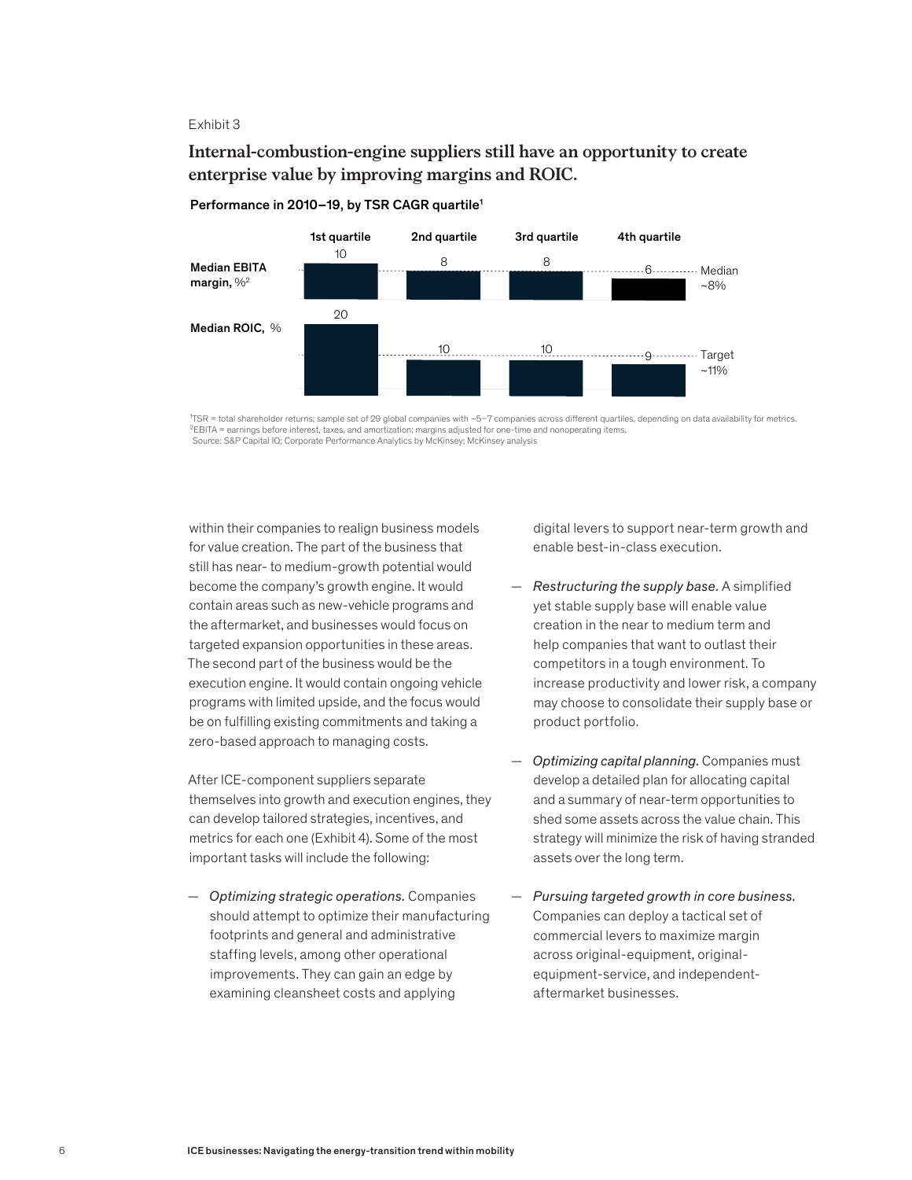Exhibit 3

## Internal-combustion-engine suppliers still have an opportunity to create enterprise value by improving margins and ROIC.

**Performance in 2010–19, by TSR CAGR quartile[1]**

| | 1st quartile | 2nd quartile | 3rd quartile | 4th quartile | |
|---|---|---|---|---|---|
| **Median EBITA margin,** %[2] | 10 | 8 | 8 | 6 | Median ~8% |
| **Median ROIC,** % | 20 | 10 | 10 | 9 | Target ~11% |

[1]TSR = total shareholder returns; sample set of 29 global companies with ~5–7 companies across different quartiles, depending on data availability for metrics.
[2]EBITA = earnings before interest, taxes, and amortization; margins adjusted for one-time and nonoperating items.
Source: S&P Capital IQ; Corporate Performance Analytics by McKinsey; McKinsey analysis

within their companies to realign business models for value creation. The part of the business that still has near- to medium-growth potential would become the company's growth engine. It would contain areas such as new-vehicle programs and the aftermarket, and businesses would focus on targeted expansion opportunities in these areas. The second part of the business would be the execution engine. It would contain ongoing vehicle programs with limited upside, and the focus would be on fulfilling existing commitments and taking a zero-based approach to managing costs.

After ICE-component suppliers separate themselves into growth and execution engines, they can develop tailored strategies, incentives, and metrics for each one (Exhibit 4). Some of the most important tasks will include the following:

— *Optimizing strategic operations.* Companies should attempt to optimize their manufacturing footprints and general and administrative staffing levels, among other operational improvements. They can gain an edge by examining cleansheet costs and applying digital levers to support near-term growth and enable best-in-class execution.

— *Restructuring the supply base.* A simplified yet stable supply base will enable value creation in the near to medium term and help companies that want to outlast their competitors in a tough environment. To increase productivity and lower risk, a company may choose to consolidate their supply base or product portfolio.

— *Optimizing capital planning.* Companies must develop a detailed plan for allocating capital and a summary of near-term opportunities to shed some assets across the value chain. This strategy will minimize the risk of having stranded assets over the long term.

— *Pursuing targeted growth in core business.* Companies can deploy a tactical set of commercial levers to maximize margin across original-equipment, original-equipment-service, and independent-aftermarket businesses.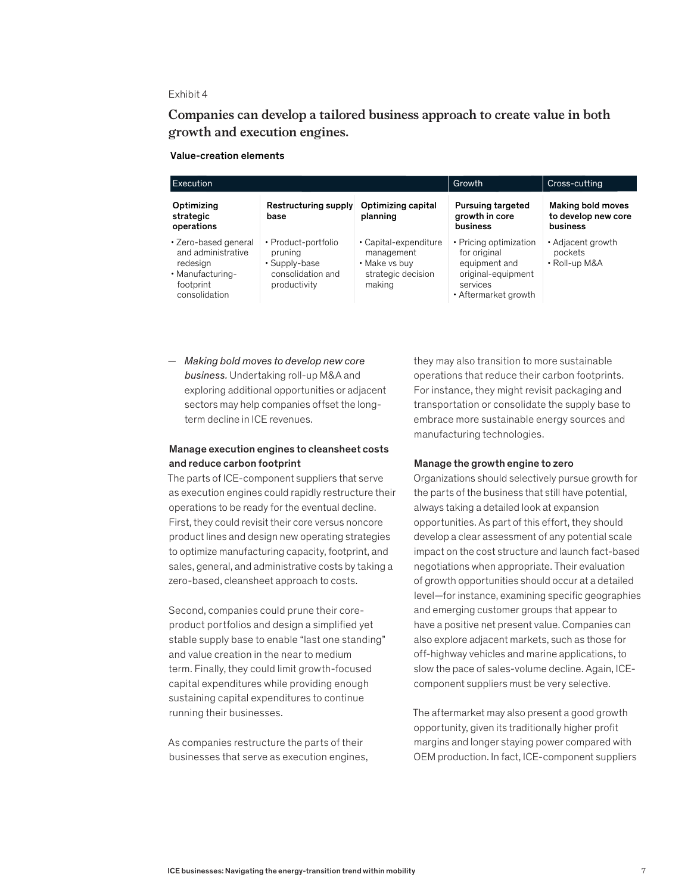Exhibit 4

## Companies can develop a tailored business approach to create value in both growth and execution engines.

Value-creation elements

| Execution | | | Growth | Cross-cutting |
|---|---|---|---|---|
| **Optimizing strategic operations** | **Restructuring supply base** | **Optimizing capital planning** | **Pursuing targeted growth in core business** | **Making bold moves to develop new core business** |
| • Zero-based general and administrative redesign<br>• Manufacturing-footprint consolidation | • Product-portfolio pruning<br>• Supply-base consolidation and productivity | • Capital-expenditure management<br>• Make vs buy strategic decision making | • Pricing optimization for original equipment and original-equipment services<br>• Aftermarket growth | • Adjacent growth pockets<br>• Roll-up M&A |

— *Making bold moves to develop new core business.* Undertaking roll-up M&A and exploring additional opportunities or adjacent sectors may help companies offset the long-term decline in ICE revenues.

### Manage execution engines to cleansheet costs and reduce carbon footprint

The parts of ICE-component suppliers that serve as execution engines could rapidly restructure their operations to be ready for the eventual decline. First, they could revisit their core versus noncore product lines and design new operating strategies to optimize manufacturing capacity, footprint, and sales, general, and administrative costs by taking a zero-based, cleansheet approach to costs.

Second, companies could prune their core-product portfolios and design a simplified yet stable supply base to enable "last one standing" and value creation in the near to medium term. Finally, they could limit growth-focused capital expenditures while providing enough sustaining capital expenditures to continue running their businesses.

As companies restructure the parts of their businesses that serve as execution engines, they may also transition to more sustainable operations that reduce their carbon footprints. For instance, they might revisit packaging and transportation or consolidate the supply base to embrace more sustainable energy sources and manufacturing technologies.

### Manage the growth engine to zero

Organizations should selectively pursue growth for the parts of the business that still have potential, always taking a detailed look at expansion opportunities. As part of this effort, they should develop a clear assessment of any potential scale impact on the cost structure and launch fact-based negotiations when appropriate. Their evaluation of growth opportunities should occur at a detailed level—for instance, examining specific geographies and emerging customer groups that appear to have a positive net present value. Companies can also explore adjacent markets, such as those for off-highway vehicles and marine applications, to slow the pace of sales-volume decline. Again, ICE-component suppliers must be very selective.

The aftermarket may also present a good growth opportunity, given its traditionally higher profit margins and longer staying power compared with OEM production. In fact, ICE-component suppliers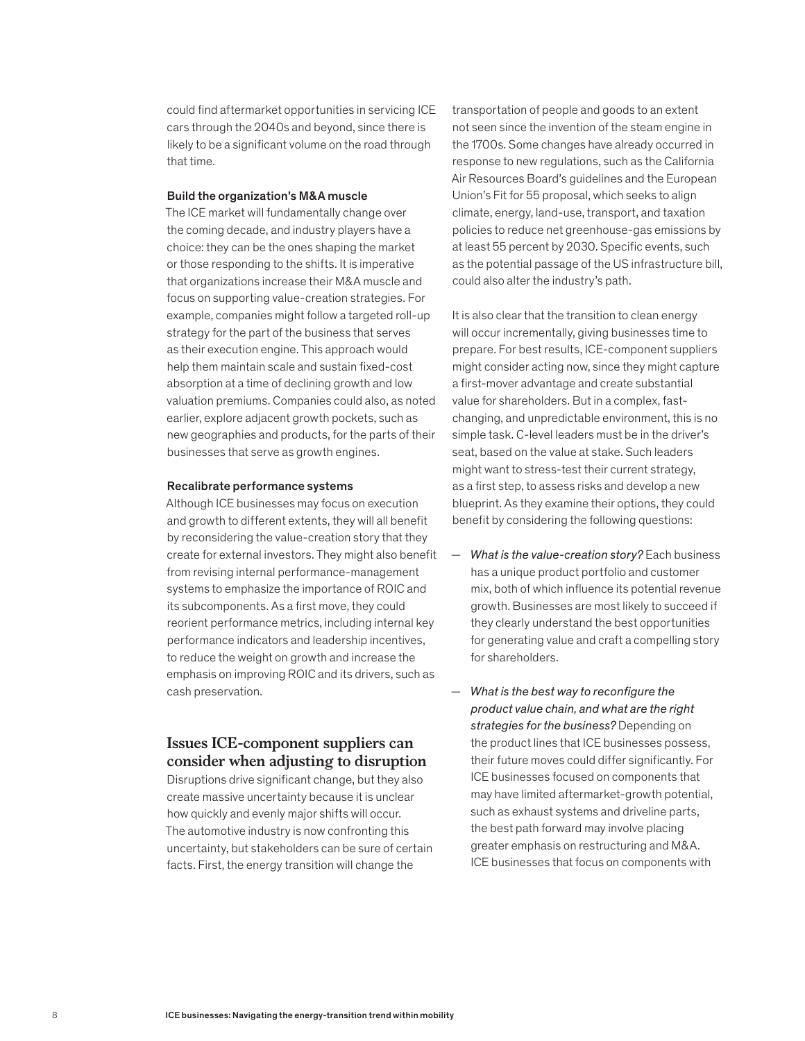could find aftermarket opportunities in servicing ICE cars through the 2040s and beyond, since there is likely to be a significant volume on the road through that time.

#### Build the organization's M&A muscle

The ICE market will fundamentally change over the coming decade, and industry players have a choice: they can be the ones shaping the market or those responding to the shifts. It is imperative that organizations increase their M&A muscle and focus on supporting value-creation strategies. For example, companies might follow a targeted roll-up strategy for the part of the business that serves as their execution engine. This approach would help them maintain scale and sustain fixed-cost absorption at a time of declining growth and low valuation premiums. Companies could also, as noted earlier, explore adjacent growth pockets, such as new geographies and products, for the parts of their businesses that serve as growth engines.

#### Recalibrate performance systems

Although ICE businesses may focus on execution and growth to different extents, they will all benefit by reconsidering the value-creation story that they create for external investors. They might also benefit from revising internal performance-management systems to emphasize the importance of ROIC and its subcomponents. As a first move, they could reorient performance metrics, including internal key performance indicators and leadership incentives, to reduce the weight on growth and increase the emphasis on improving ROIC and its drivers, such as cash preservation.

## Issues ICE-component suppliers can consider when adjusting to disruption

Disruptions drive significant change, but they also create massive uncertainty because it is unclear how quickly and evenly major shifts will occur. The automotive industry is now confronting this uncertainty, but stakeholders can be sure of certain facts. First, the energy transition will change the transportation of people and goods to an extent not seen since the invention of the steam engine in the 1700s. Some changes have already occurred in response to new regulations, such as the California Air Resources Board's guidelines and the European Union's Fit for 55 proposal, which seeks to align climate, energy, land-use, transport, and taxation policies to reduce net greenhouse-gas emissions by at least 55 percent by 2030. Specific events, such as the potential passage of the US infrastructure bill, could also alter the industry's path.

It is also clear that the transition to clean energy will occur incrementally, giving businesses time to prepare. For best results, ICE-component suppliers might consider acting now, since they might capture a first-mover advantage and create substantial value for shareholders. But in a complex, fast-changing, and unpredictable environment, this is no simple task. C-level leaders must be in the driver's seat, based on the value at stake. Such leaders might want to stress-test their current strategy, as a first step, to assess risks and develop a new blueprint. As they examine their options, they could benefit by considering the following questions:

- *What is the value-creation story?* Each business has a unique product portfolio and customer mix, both of which influence its potential revenue growth. Businesses are most likely to succeed if they clearly understand the best opportunities for generating value and craft a compelling story for shareholders.

- *What is the best way to reconfigure the product value chain, and what are the right strategies for the business?* Depending on the product lines that ICE businesses possess, their future moves could differ significantly. For ICE businesses focused on components that may have limited aftermarket-growth potential, such as exhaust systems and driveline parts, the best path forward may involve placing greater emphasis on restructuring and M&A. ICE businesses that focus on components with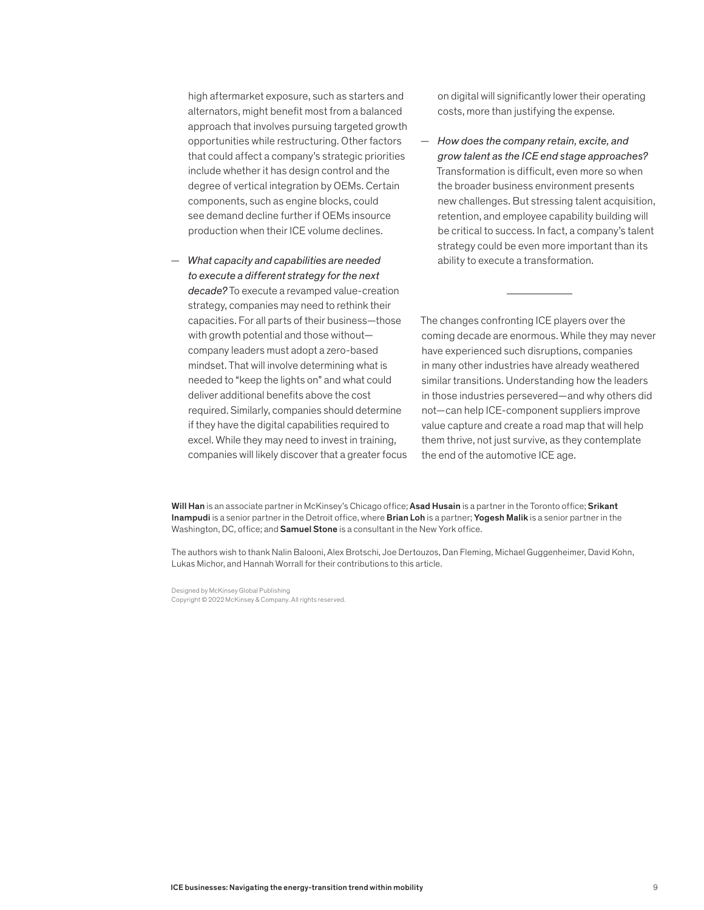high aftermarket exposure, such as starters and alternators, might benefit most from a balanced approach that involves pursuing targeted growth opportunities while restructuring. Other factors that could affect a company's strategic priorities include whether it has design control and the degree of vertical integration by OEMs. Certain components, such as engine blocks, could see demand decline further if OEMs insource production when their ICE volume declines.

— *What capacity and capabilities are needed to execute a different strategy for the next decade?* To execute a revamped value-creation strategy, companies may need to rethink their capacities. For all parts of their business—those with growth potential and those without—company leaders must adopt a zero-based mindset. That will involve determining what is needed to "keep the lights on" and what could deliver additional benefits above the cost required. Similarly, companies should determine if they have the digital capabilities required to excel. While they may need to invest in training, companies will likely discover that a greater focus on digital will significantly lower their operating costs, more than justifying the expense.

— *How does the company retain, excite, and grow talent as the ICE end stage approaches?* Transformation is difficult, even more so when the broader business environment presents new challenges. But stressing talent acquisition, retention, and employee capability building will be critical to success. In fact, a company's talent strategy could be even more important than its ability to execute a transformation.

---

The changes confronting ICE players over the coming decade are enormous. While they may never have experienced such disruptions, companies in many other industries have already weathered similar transitions. Understanding how the leaders in those industries persevered—and why others did not—can help ICE-component suppliers improve value capture and create a road map that will help them thrive, not just survive, as they contemplate the end of the automotive ICE age.

**Will Han** is an associate partner in McKinsey's Chicago office; **Asad Husain** is a partner in the Toronto office; **Srikant Inampudi** is a senior partner in the Detroit office, where **Brian Loh** is a partner; **Yogesh Malik** is a senior partner in the Washington, DC, office; and **Samuel Stone** is a consultant in the New York office.

The authors wish to thank Nalin Balooni, Alex Brotschi, Joe Dertouzos, Dan Fleming, Michael Guggenheimer, David Kohn, Lukas Michor, and Hannah Worrall for their contributions to this article.

Designed by McKinsey Global Publishing
Copyright © 2022 McKinsey & Company. All rights reserved.